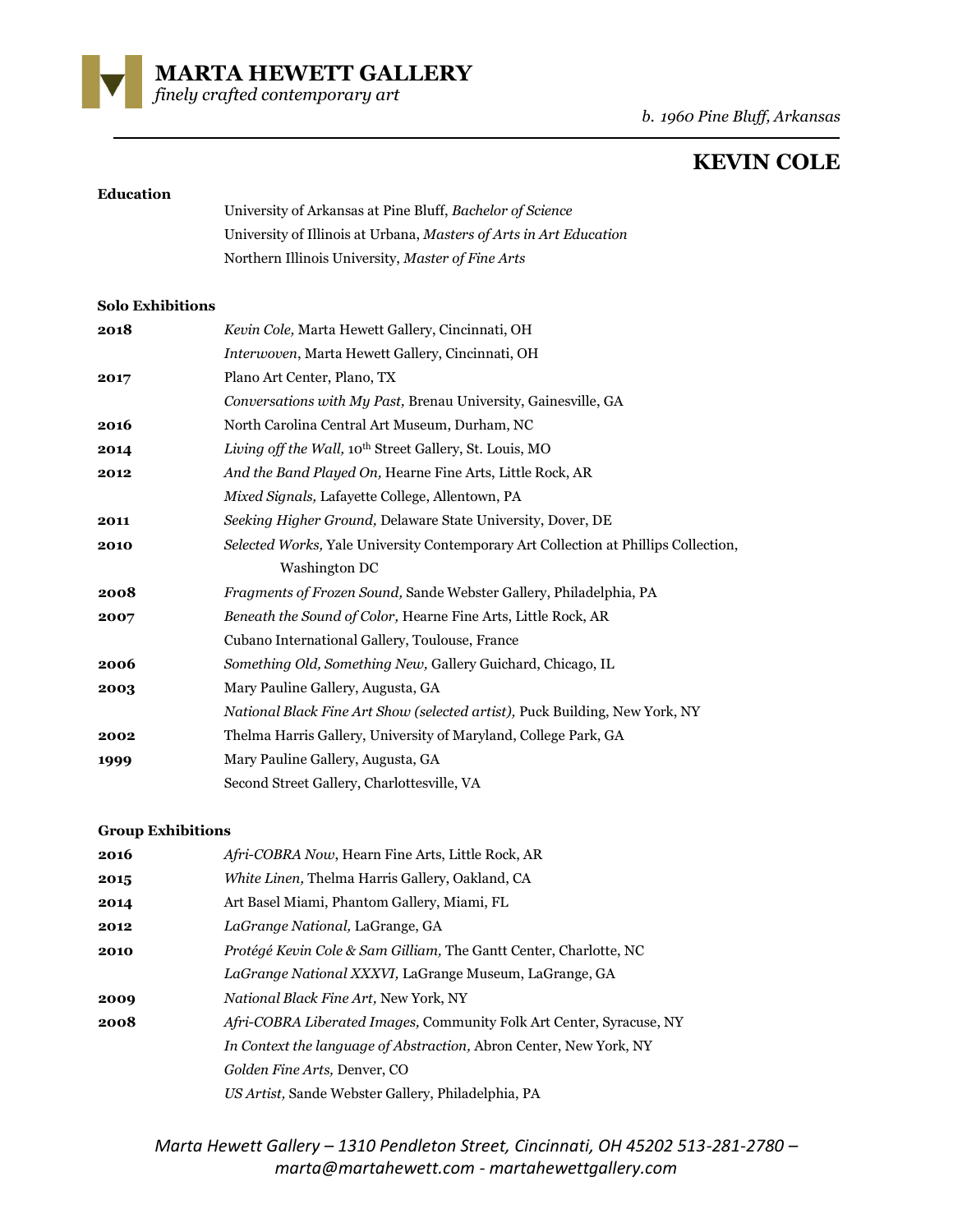# MARTA HEWETT GALLERY

*finely crafted contemporary art*

*b. 1960 Pine Bluff, Arkansas*

# KEVIN COLE

**Education**

University of Arkansas at Pine Bluff, *Bachelor of Science*
University of Illinois at Urbana, *Masters of Arts in Art Education*
Northern Illinois University, *Master of Fine Arts*

**Solo Exhibitions**

| | |
|---|---|
| **2018** | *Kevin Cole,* Marta Hewett Gallery, Cincinnati, OH |
| | *Interwoven*, Marta Hewett Gallery, Cincinnati, OH |
| **2017** | Plano Art Center, Plano, TX |
| | *Conversations with My Past,* Brenau University, Gainesville, GA |
| **2016** | North Carolina Central Art Museum, Durham, NC |
| **2014** | *Living off the Wall,* 10th Street Gallery, St. Louis, MO |
| **2012** | *And the Band Played On,* Hearne Fine Arts, Little Rock, AR |
| | *Mixed Signals,* Lafayette College, Allentown, PA |
| **2011** | *Seeking Higher Ground,* Delaware State University, Dover, DE |
| **2010** | *Selected Works,* Yale University Contemporary Art Collection at Phillips Collection, Washington DC |
| **2008** | *Fragments of Frozen Sound,* Sande Webster Gallery, Philadelphia, PA |
| **2007** | *Beneath the Sound of Color,* Hearne Fine Arts, Little Rock, AR |
| | Cubano International Gallery, Toulouse, France |
| **2006** | *Something Old, Something New,* Gallery Guichard, Chicago, IL |
| **2003** | Mary Pauline Gallery, Augusta, GA |
| | *National Black Fine Art Show (selected artist),* Puck Building, New York, NY |
| **2002** | Thelma Harris Gallery, University of Maryland, College Park, GA |
| **1999** | Mary Pauline Gallery, Augusta, GA |
| | Second Street Gallery, Charlottesville, VA |

**Group Exhibitions**

| | |
|---|---|
| **2016** | *Afri-COBRA Now*, Hearn Fine Arts, Little Rock, AR |
| **2015** | *White Linen,* Thelma Harris Gallery, Oakland, CA |
| **2014** | Art Basel Miami, Phantom Gallery, Miami, FL |
| **2012** | *LaGrange National,* LaGrange, GA |
| **2010** | *Protégé Kevin Cole & Sam Gilliam,* The Gantt Center, Charlotte, NC |
| | *LaGrange National XXXVI,* LaGrange Museum, LaGrange, GA |
| **2009** | *National Black Fine Art,* New York, NY |
| **2008** | *Afri-COBRA Liberated Images,* Community Folk Art Center, Syracuse, NY |
| | *In Context the language of Abstraction,* Abron Center, New York, NY |
| | *Golden Fine Arts,* Denver, CO |
| | *US Artist,* Sande Webster Gallery, Philadelphia, PA |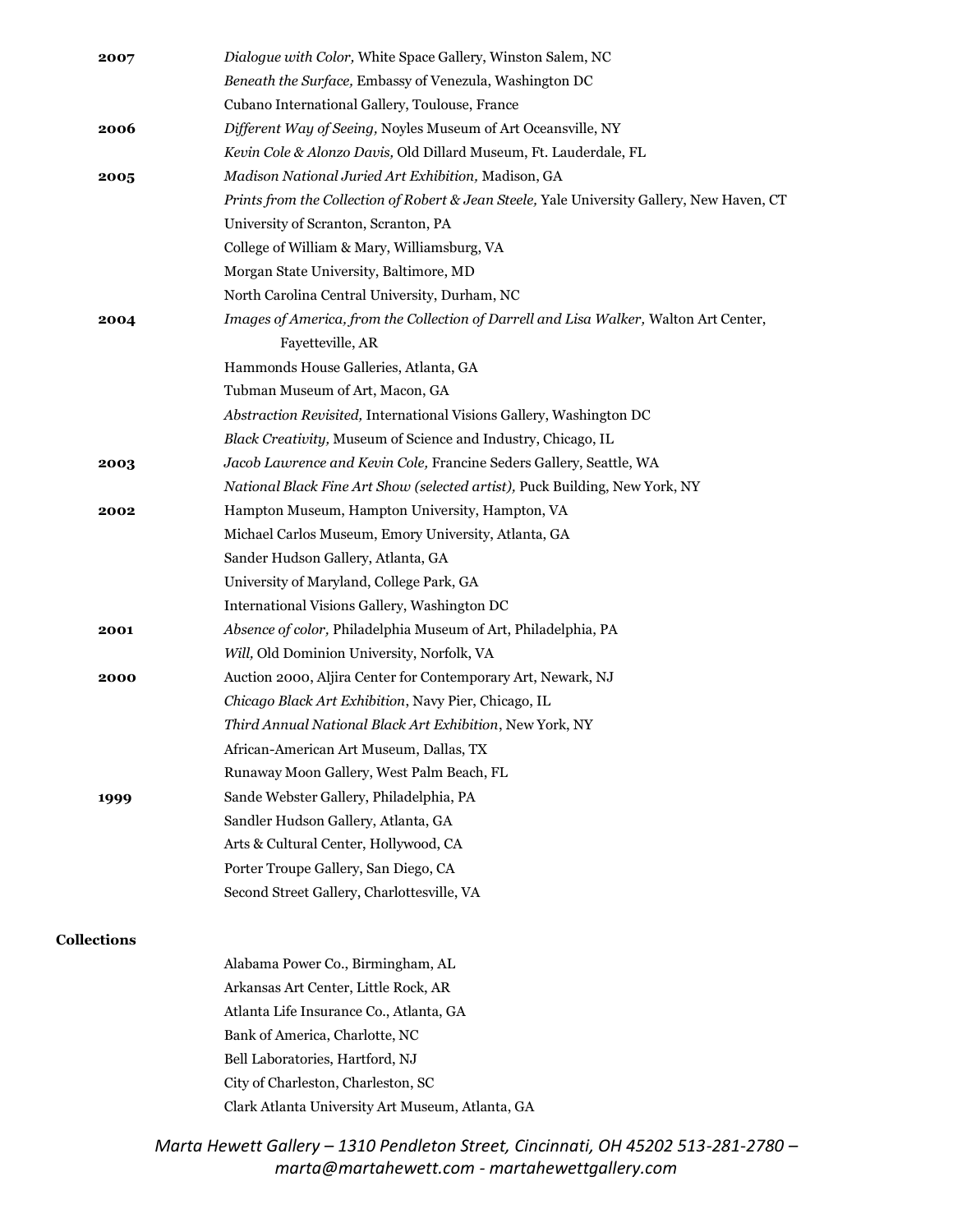**2007**

*Dialogue with Color,* White Space Gallery, Winston Salem, NC
*Beneath the Surface,* Embassy of Venezula, Washington DC
Cubano International Gallery, Toulouse, France

**2006**

*Different Way of Seeing,* Noyles Museum of Art Oceansville, NY
*Kevin Cole & Alonzo Davis,* Old Dillard Museum, Ft. Lauderdale, FL

**2005**

*Madison National Juried Art Exhibition,* Madison, GA
*Prints from the Collection of Robert & Jean Steele,* Yale University Gallery, New Haven, CT
University of Scranton, Scranton, PA
College of William & Mary, Williamsburg, VA
Morgan State University, Baltimore, MD
North Carolina Central University, Durham, NC

**2004**

*Images of America, from the Collection of Darrell and Lisa Walker,* Walton Art Center, Fayetteville, AR
Hammonds House Galleries, Atlanta, GA
Tubman Museum of Art, Macon, GA
*Abstraction Revisited,* International Visions Gallery, Washington DC
*Black Creativity,* Museum of Science and Industry, Chicago, IL

**2003**

*Jacob Lawrence and Kevin Cole,* Francine Seders Gallery, Seattle, WA
*National Black Fine Art Show (selected artist),* Puck Building, New York, NY

**2002**

Hampton Museum, Hampton University, Hampton, VA
Michael Carlos Museum, Emory University, Atlanta, GA
Sander Hudson Gallery, Atlanta, GA
University of Maryland, College Park, GA
International Visions Gallery, Washington DC

**2001**

*Absence of color,* Philadelphia Museum of Art, Philadelphia, PA
*Will,* Old Dominion University, Norfolk, VA

**2000**

Auction 2000, Aljira Center for Contemporary Art, Newark, NJ
*Chicago Black Art Exhibition*, Navy Pier, Chicago, IL
*Third Annual National Black Art Exhibition*, New York, NY
African-American Art Museum, Dallas, TX
Runaway Moon Gallery, West Palm Beach, FL

**1999**

Sande Webster Gallery, Philadelphia, PA
Sandler Hudson Gallery, Atlanta, GA
Arts & Cultural Center, Hollywood, CA
Porter Troupe Gallery, San Diego, CA
Second Street Gallery, Charlottesville, VA

**Collections**

Alabama Power Co., Birmingham, AL
Arkansas Art Center, Little Rock, AR
Atlanta Life Insurance Co., Atlanta, GA
Bank of America, Charlotte, NC
Bell Laboratories, Hartford, NJ
City of Charleston, Charleston, SC
Clark Atlanta University Art Museum, Atlanta, GA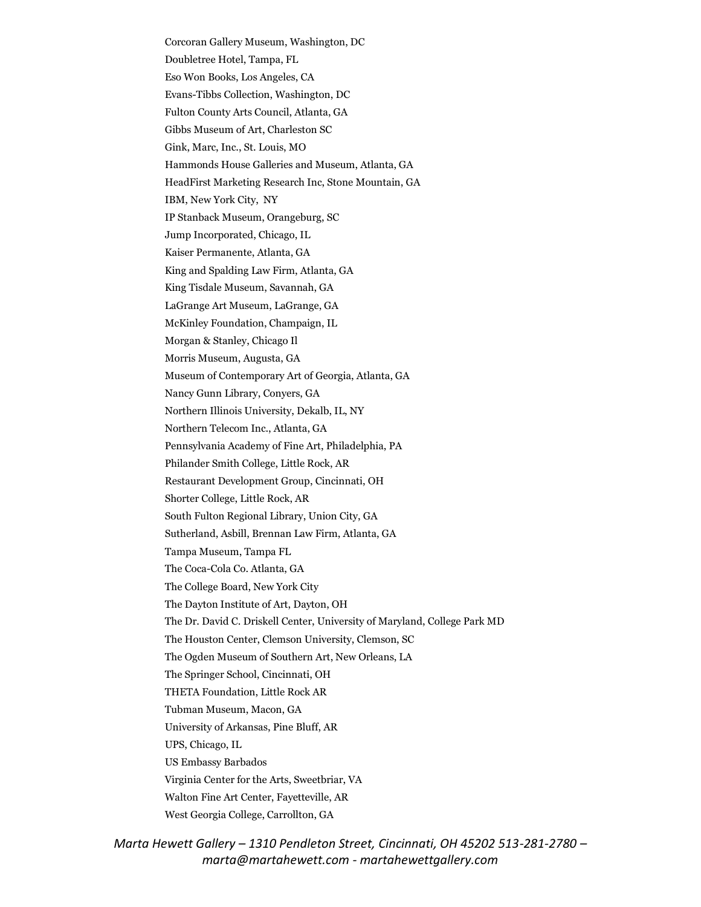Corcoran Gallery Museum, Washington, DC
Doubletree Hotel, Tampa, FL
Eso Won Books, Los Angeles, CA
Evans-Tibbs Collection, Washington, DC
Fulton County Arts Council, Atlanta, GA
Gibbs Museum of Art, Charleston SC
Gink, Marc, Inc., St. Louis, MO
Hammonds House Galleries and Museum, Atlanta, GA
HeadFirst Marketing Research Inc, Stone Mountain, GA
IBM, New York City, NY
IP Stanback Museum, Orangeburg, SC
Jump Incorporated, Chicago, IL
Kaiser Permanente, Atlanta, GA
King and Spalding Law Firm, Atlanta, GA
King Tisdale Museum, Savannah, GA
LaGrange Art Museum, LaGrange, GA
McKinley Foundation, Champaign, IL
Morgan & Stanley, Chicago Il
Morris Museum, Augusta, GA
Museum of Contemporary Art of Georgia, Atlanta, GA
Nancy Gunn Library, Conyers, GA
Northern Illinois University, Dekalb, IL, NY
Northern Telecom Inc., Atlanta, GA
Pennsylvania Academy of Fine Art, Philadelphia, PA
Philander Smith College, Little Rock, AR
Restaurant Development Group, Cincinnati, OH
Shorter College, Little Rock, AR
South Fulton Regional Library, Union City, GA
Sutherland, Asbill, Brennan Law Firm, Atlanta, GA
Tampa Museum, Tampa FL
The Coca-Cola Co. Atlanta, GA
The College Board, New York City
The Dayton Institute of Art, Dayton, OH
The Dr. David C. Driskell Center, University of Maryland, College Park MD
The Houston Center, Clemson University, Clemson, SC
The Ogden Museum of Southern Art, New Orleans, LA
The Springer School, Cincinnati, OH
THETA Foundation, Little Rock AR
Tubman Museum, Macon, GA
University of Arkansas, Pine Bluff, AR
UPS, Chicago, IL
US Embassy Barbados
Virginia Center for the Arts, Sweetbriar, VA
Walton Fine Art Center, Fayetteville, AR
West Georgia College, Carrollton, GA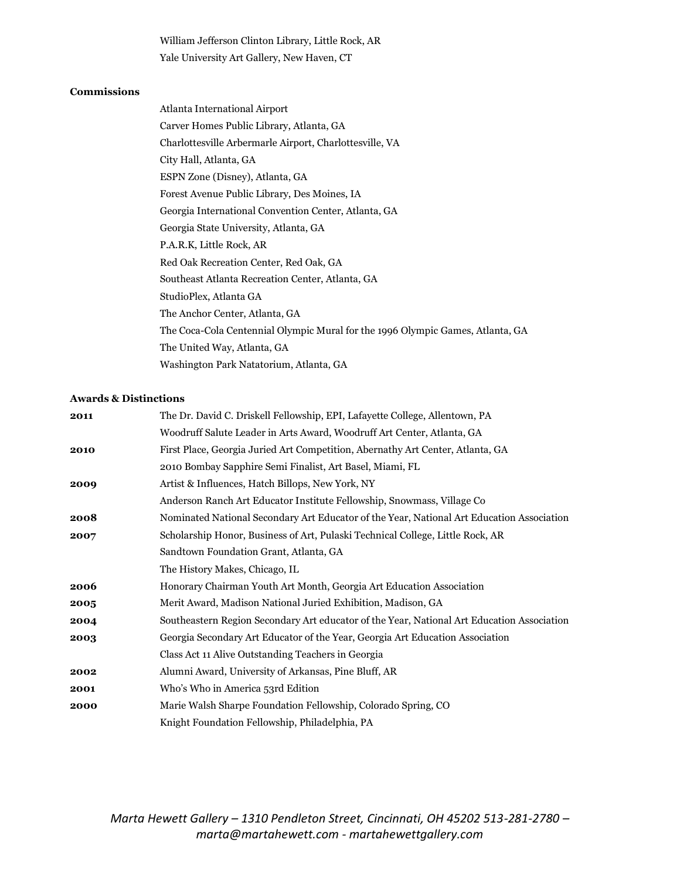William Jefferson Clinton Library, Little Rock, AR
Yale University Art Gallery, New Haven, CT

**Commissions**

Atlanta International Airport
Carver Homes Public Library, Atlanta, GA
Charlottesville Arbermarle Airport, Charlottesville, VA
City Hall, Atlanta, GA
ESPN Zone (Disney), Atlanta, GA
Forest Avenue Public Library, Des Moines, IA
Georgia International Convention Center, Atlanta, GA
Georgia State University, Atlanta, GA
P.A.R.K, Little Rock, AR
Red Oak Recreation Center, Red Oak, GA
Southeast Atlanta Recreation Center, Atlanta, GA
StudioPlex, Atlanta GA
The Anchor Center, Atlanta, GA
The Coca-Cola Centennial Olympic Mural for the 1996 Olympic Games, Atlanta, GA
The United Way, Atlanta, GA
Washington Park Natatorium, Atlanta, GA

**Awards & Distinctions**

| | |
|---|---|
| **2011** | The Dr. David C. Driskell Fellowship, EPI, Lafayette College, Allentown, PA |
| | Woodruff Salute Leader in Arts Award, Woodruff Art Center, Atlanta, GA |
| **2010** | First Place, Georgia Juried Art Competition, Abernathy Art Center, Atlanta, GA |
| | 2010 Bombay Sapphire Semi Finalist, Art Basel, Miami, FL |
| **2009** | Artist & Influences, Hatch Billops, New York, NY |
| | Anderson Ranch Art Educator Institute Fellowship, Snowmass, Village Co |
| **2008** | Nominated National Secondary Art Educator of the Year, National Art Education Association |
| **2007** | Scholarship Honor, Business of Art, Pulaski Technical College, Little Rock, AR |
| | Sandtown Foundation Grant, Atlanta, GA |
| | The History Makes, Chicago, IL |
| **2006** | Honorary Chairman Youth Art Month, Georgia Art Education Association |
| **2005** | Merit Award, Madison National Juried Exhibition, Madison, GA |
| **2004** | Southeastern Region Secondary Art educator of the Year, National Art Education Association |
| **2003** | Georgia Secondary Art Educator of the Year, Georgia Art Education Association |
| | Class Act 11 Alive Outstanding Teachers in Georgia |
| **2002** | Alumni Award, University of Arkansas, Pine Bluff, AR |
| **2001** | Who's Who in America 53rd Edition |
| **2000** | Marie Walsh Sharpe Foundation Fellowship, Colorado Spring, CO |
| | Knight Foundation Fellowship, Philadelphia, PA |